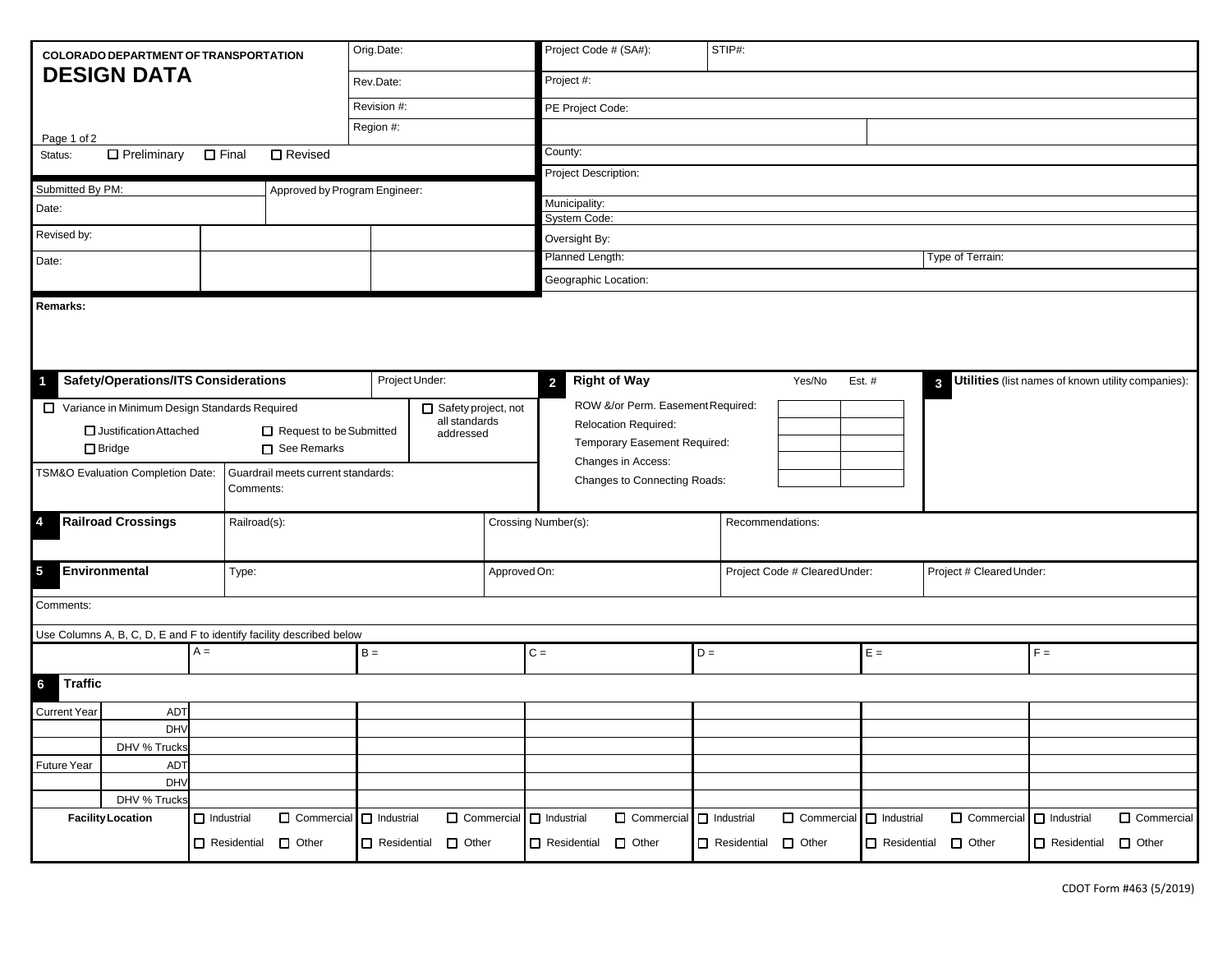COLORADO DEPARTMENT OF TRANSPORTATION

# DESIGN DATA

Page 1 of 2

| Orig.Date: | Project Code # (SA#): | STIP#: |
|---|---|---|
| Rev.Date: | Project #: | |
| Revision #: | PE Project Code: | |
| Region #: | | |

Status: ☐ Preliminary ☐ Final ☐ Revised

County:

Project Description:

| Submitted By PM: | Approved by Program Engineer: |
|---|---|
| Date: | |

| Revised by: | | |
|---|---|---|
| Date: | | |

Municipality:

System Code:

Oversight By:

Planned Length: | Type of Terrain:

Geographic Location:

**Remarks:**

## 1 Safety/Operations/ITS Considerations

Project Under:

☐ Variance in Minimum Design Standards Required

☐ Justification Attached ☐ Request to be Submitted

☐ Bridge ☐ See Remarks

☐ Safety project, not all standards addressed

TSM&O Evaluation Completion Date:

Guardrail meets current standards:

Comments:

## 2 Right of Way

| | Yes/No | Est. # |
|---|---|---|
| ROW &/or Perm. Easement Required: | | |
| Relocation Required: | | |
| Temporary Easement Required: | | |
| Changes in Access: | | |
| Changes to Connecting Roads: | | |

## 3 Utilities (list names of known utility companies):

## 4 Railroad Crossings

| Railroad(s): | Crossing Number(s): | Recommendations: |
|---|---|---|
| | | |

## 5 Environmental

| Type: | Approved On: | Project Code # Cleared Under: | Project # Cleared Under: |
|---|---|---|---|
| | | | |

Comments:

Use Columns A, B, C, D, E and F to identify facility described below

## 6 Traffic

| | | A = | B = | C = | D = | E = | F = |
|---|---|---|---|---|---|---|---|
| Current Year | ADT | | | | | | |
| | DHV | | | | | | |
| | DHV % Trucks | | | | | | |
| Future Year | ADT | | | | | | |
| | DHV | | | | | | |
| | DHV % Trucks | | | | | | |
| Facility Location | | ☐ Industrial ☐ Commercial ☐ Residential ☐ Other | ☐ Industrial ☐ Commercial ☐ Residential ☐ Other | ☐ Industrial ☐ Commercial ☐ Residential ☐ Other | ☐ Industrial ☐ Commercial ☐ Residential ☐ Other | ☐ Industrial ☐ Commercial ☐ Residential ☐ Other | ☐ Industrial ☐ Commercial ☐ Residential ☐ Other |

CDOT Form #463 (5/2019)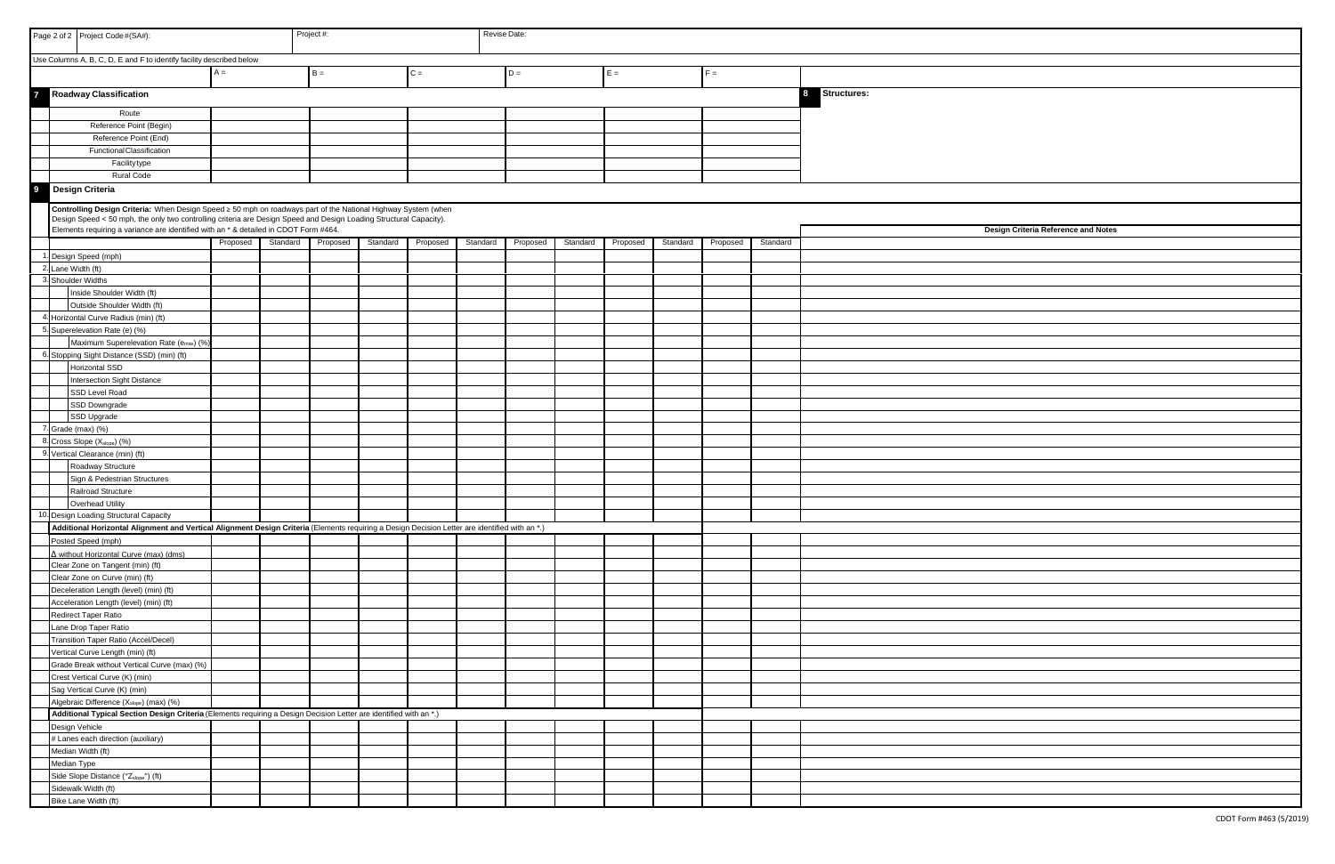Page 2 of 2 | Project Code #(SA#): | Project #: | Revise Date:

Use Columns A, B, C, D, E and F to identify facility described below

| | A = | | B = | | C = | | D = | | E = | | F = | | |
|---|---|---|---|---|---|---|---|---|---|---|---|---|---|
| **7 Roadway Classification** | | | | | | | | | | | | | **8 Structures:** |
| Route | | | | | | | | | | | | | |
| Reference Point (Begin) | | | | | | | | | | | | | |
| Reference Point (End) | | | | | | | | | | | | | |
| Functional Classification | | | | | | | | | | | | | |
| Facility type | | | | | | | | | | | | | |
| Rural Code | | | | | | | | | | | | | |

## 9 Design Criteria

**Controlling Design Criteria:** When Design Speed ≥ 50 mph on roadways part of the National Highway System (when Design Speed < 50 mph, the only two controlling criteria are Design Speed and Design Loading Structural Capacity).
Elements requiring a variance are identified with an * & detailed in CDOT Form #464.

| | Proposed | Standard | Proposed | Standard | Proposed | Standard | Proposed | Standard | Proposed | Standard | Proposed | Standard | **Design Criteria Reference and Notes** |
|---|---|---|---|---|---|---|---|---|---|---|---|---|---|
| 1. Design Speed (mph) | | | | | | | | | | | | | |
| 2. Lane Width (ft) | | | | | | | | | | | | | |
| 3. Shoulder Widths | | | | | | | | | | | | | |
| Inside Shoulder Width (ft) | | | | | | | | | | | | | |
| Outside Shoulder Width (ft) | | | | | | | | | | | | | |
| 4. Horizontal Curve Radius (min) (ft) | | | | | | | | | | | | | |
| 5. Superelevation Rate (e) (%) | | | | | | | | | | | | | |
| Maximum Superelevation Rate ($e_{max}$) (%) | | | | | | | | | | | | | |
| 6. Stopping Sight Distance (SSD) (min) (ft) | | | | | | | | | | | | | |
| Horizontal SSD | | | | | | | | | | | | | |
| Intersection Sight Distance | | | | | | | | | | | | | |
| SSD Level Road | | | | | | | | | | | | | |
| SSD Downgrade | | | | | | | | | | | | | |
| SSD Upgrade | | | | | | | | | | | | | |
| 7. Grade (max) (%) | | | | | | | | | | | | | |
| 8. Cross Slope ($X_{slope}$) (%) | | | | | | | | | | | | | |
| 9. Vertical Clearance (min) (ft) | | | | | | | | | | | | | |
| Roadway Structure | | | | | | | | | | | | | |
| Sign & Pedestrian Structures | | | | | | | | | | | | | |
| Railroad Structure | | | | | | | | | | | | | |
| Overhead Utility | | | | | | | | | | | | | |
| 10. Design Loading Structural Capacity | | | | | | | | | | | | | |
| **Additional Horizontal Alignment and Vertical Alignment Design Criteria** (Elements requiring a Design Decision Letter are identified with an *.) | | | | | | | | | | | | | |
| Posted Speed (mph) | | | | | | | | | | | | | |
| Δ without Horizontal Curve (max) (dms) | | | | | | | | | | | | | |
| Clear Zone on Tangent (min) (ft) | | | | | | | | | | | | | |
| Clear Zone on Curve (min) (ft) | | | | | | | | | | | | | |
| Deceleration Length (level) (min) (ft) | | | | | | | | | | | | | |
| Acceleration Length (level) (min) (ft) | | | | | | | | | | | | | |
| Redirect Taper Ratio | | | | | | | | | | | | | |
| Lane Drop Taper Ratio | | | | | | | | | | | | | |
| Transition Taper Ratio (Accel/Decel) | | | | | | | | | | | | | |
| Vertical Curve Length (min) (ft) | | | | | | | | | | | | | |
| Grade Break without Vertical Curve (max) (%) | | | | | | | | | | | | | |
| Crest Vertical Curve (K) (min) | | | | | | | | | | | | | |
| Sag Vertical Curve (K) (min) | | | | | | | | | | | | | |
| Algebraic Difference ($X_{slope}$) (max) (%) | | | | | | | | | | | | | |
| **Additional Typical Section Design Criteria** (Elements requiring a Design Decision Letter are identified with an *.) | | | | | | | | | | | | | |
| Design Vehicle | | | | | | | | | | | | | |
| # Lanes each direction (auxiliary) | | | | | | | | | | | | | |
| Median Width (ft) | | | | | | | | | | | | | |
| Median Type | | | | | | | | | | | | | |
| Side Slope Distance ("$Z_{slope}$") (ft) | | | | | | | | | | | | | |
| Sidewalk Width (ft) | | | | | | | | | | | | | |
| Bike Lane Width (ft) | | | | | | | | | | | | | |

CDOT Form #463 (5/2019)